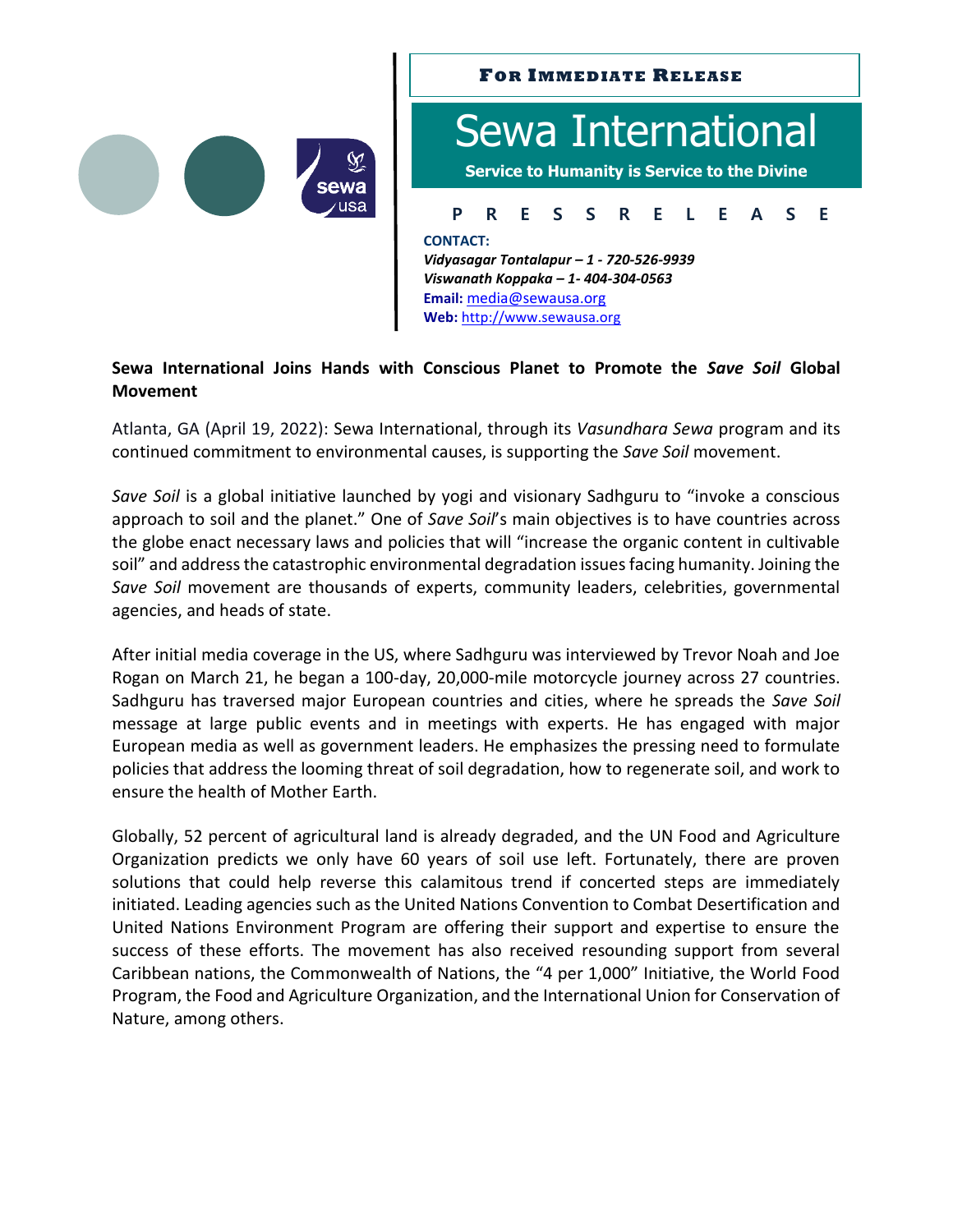**For Immediate Release**

# Sewa International

**Service to Humanity is Service to the Divine**

**P R E S S R E L E A S E**

**CONTACT:**
*Vidyasagar Tontalapur – 1 - 720-526-9939*
*Viswanath Koppaka – 1- 404-304-0563*
**Email:** media@sewausa.org
**Web:** http://www.sewausa.org

## Sewa International Joins Hands with Conscious Planet to Promote the *Save Soil* Global Movement

Atlanta, GA (April 19, 2022): Sewa International, through its *Vasundhara Sewa* program and its continued commitment to environmental causes, is supporting the *Save Soil* movement.

*Save Soil* is a global initiative launched by yogi and visionary Sadhguru to "invoke a conscious approach to soil and the planet." One of *Save Soil*'s main objectives is to have countries across the globe enact necessary laws and policies that will "increase the organic content in cultivable soil" and address the catastrophic environmental degradation issues facing humanity. Joining the *Save Soil* movement are thousands of experts, community leaders, celebrities, governmental agencies, and heads of state.

After initial media coverage in the US, where Sadhguru was interviewed by Trevor Noah and Joe Rogan on March 21, he began a 100-day, 20,000-mile motorcycle journey across 27 countries. Sadhguru has traversed major European countries and cities, where he spreads the *Save Soil* message at large public events and in meetings with experts. He has engaged with major European media as well as government leaders. He emphasizes the pressing need to formulate policies that address the looming threat of soil degradation, how to regenerate soil, and work to ensure the health of Mother Earth.

Globally, 52 percent of agricultural land is already degraded, and the UN Food and Agriculture Organization predicts we only have 60 years of soil use left. Fortunately, there are proven solutions that could help reverse this calamitous trend if concerted steps are immediately initiated. Leading agencies such as the United Nations Convention to Combat Desertification and United Nations Environment Program are offering their support and expertise to ensure the success of these efforts. The movement has also received resounding support from several Caribbean nations, the Commonwealth of Nations, the "4 per 1,000" Initiative, the World Food Program, the Food and Agriculture Organization, and the International Union for Conservation of Nature, among others.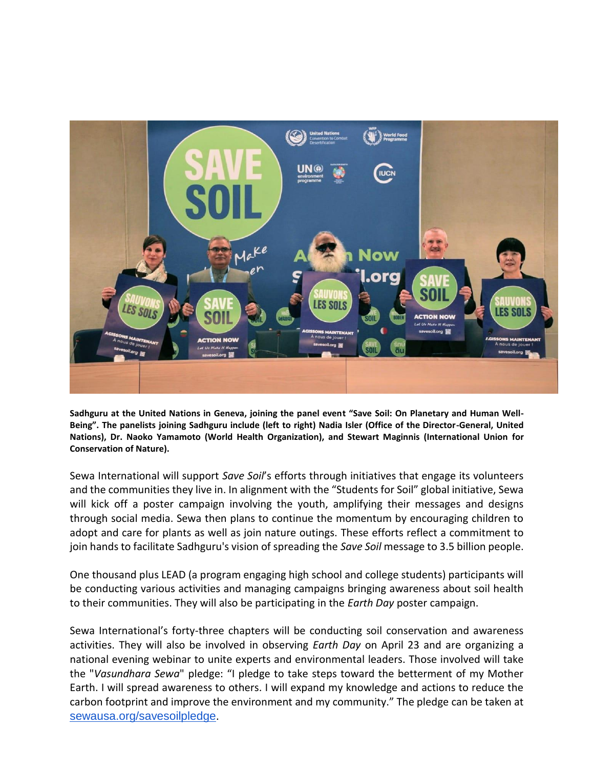**Sadhguru at the United Nations in Geneva, joining the panel event "Save Soil: On Planetary and Human Well-Being". The panelists joining Sadhguru include (left to right) Nadia Isler (Office of the Director-General, United Nations), Dr. Naoko Yamamoto (World Health Organization), and Stewart Maginnis (International Union for Conservation of Nature).**

Sewa International will support *Save Soil*'s efforts through initiatives that engage its volunteers and the communities they live in. In alignment with the "Students for Soil" global initiative, Sewa will kick off a poster campaign involving the youth, amplifying their messages and designs through social media. Sewa then plans to continue the momentum by encouraging children to adopt and care for plants as well as join nature outings. These efforts reflect a commitment to join hands to facilitate Sadhguru's vision of spreading the *Save Soil* message to 3.5 billion people.

One thousand plus LEAD (a program engaging high school and college students) participants will be conducting various activities and managing campaigns bringing awareness about soil health to their communities. They will also be participating in the *Earth Day* poster campaign.

Sewa International's forty-three chapters will be conducting soil conservation and awareness activities. They will also be involved in observing *Earth Day* on April 23 and are organizing a national evening webinar to unite experts and environmental leaders. Those involved will take the "*Vasundhara Sewa*" pledge: "I pledge to take steps toward the betterment of my Mother Earth. I will spread awareness to others. I will expand my knowledge and actions to reduce the carbon footprint and improve the environment and my community." The pledge can be taken at [sewausa.org/savesoilpledge](sewausa.org/savesoilpledge).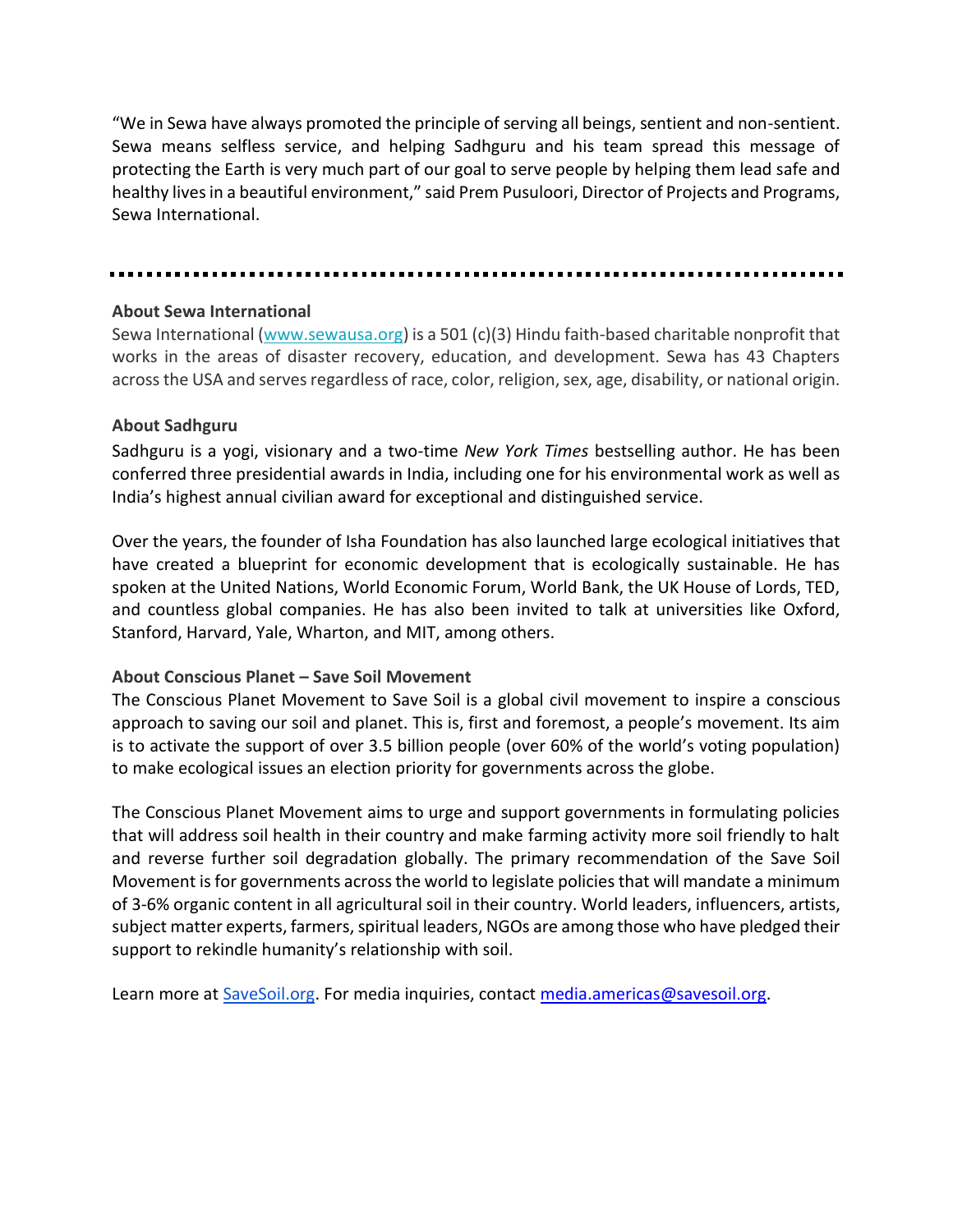"We in Sewa have always promoted the principle of serving all beings, sentient and non-sentient. Sewa means selfless service, and helping Sadhguru and his team spread this message of protecting the Earth is very much part of our goal to serve people by helping them lead safe and healthy lives in a beautiful environment," said Prem Pusuloori, Director of Projects and Programs, Sewa International.

---

**About Sewa International**

Sewa International ([www.sewausa.org](www.sewausa.org)) is a 501 (c)(3) Hindu faith-based charitable nonprofit that works in the areas of disaster recovery, education, and development. Sewa has 43 Chapters across the USA and serves regardless of race, color, religion, sex, age, disability, or national origin.

**About Sadhguru**

Sadhguru is a yogi, visionary and a two-time *New York Times* bestselling author. He has been conferred three presidential awards in India, including one for his environmental work as well as India's highest annual civilian award for exceptional and distinguished service.

Over the years, the founder of Isha Foundation has also launched large ecological initiatives that have created a blueprint for economic development that is ecologically sustainable. He has spoken at the United Nations, World Economic Forum, World Bank, the UK House of Lords, TED, and countless global companies. He has also been invited to talk at universities like Oxford, Stanford, Harvard, Yale, Wharton, and MIT, among others.

**About Conscious Planet – Save Soil Movement**

The Conscious Planet Movement to Save Soil is a global civil movement to inspire a conscious approach to saving our soil and planet. This is, first and foremost, a people's movement. Its aim is to activate the support of over 3.5 billion people (over 60% of the world's voting population) to make ecological issues an election priority for governments across the globe.

The Conscious Planet Movement aims to urge and support governments in formulating policies that will address soil health in their country and make farming activity more soil friendly to halt and reverse further soil degradation globally. The primary recommendation of the Save Soil Movement is for governments across the world to legislate policies that will mandate a minimum of 3-6% organic content in all agricultural soil in their country. World leaders, influencers, artists, subject matter experts, farmers, spiritual leaders, NGOs are among those who have pledged their support to rekindle humanity's relationship with soil.

Learn more at [SaveSoil.org](SaveSoil.org). For media inquiries, contact [media.americas@savesoil.org](mailto:media.americas@savesoil.org).